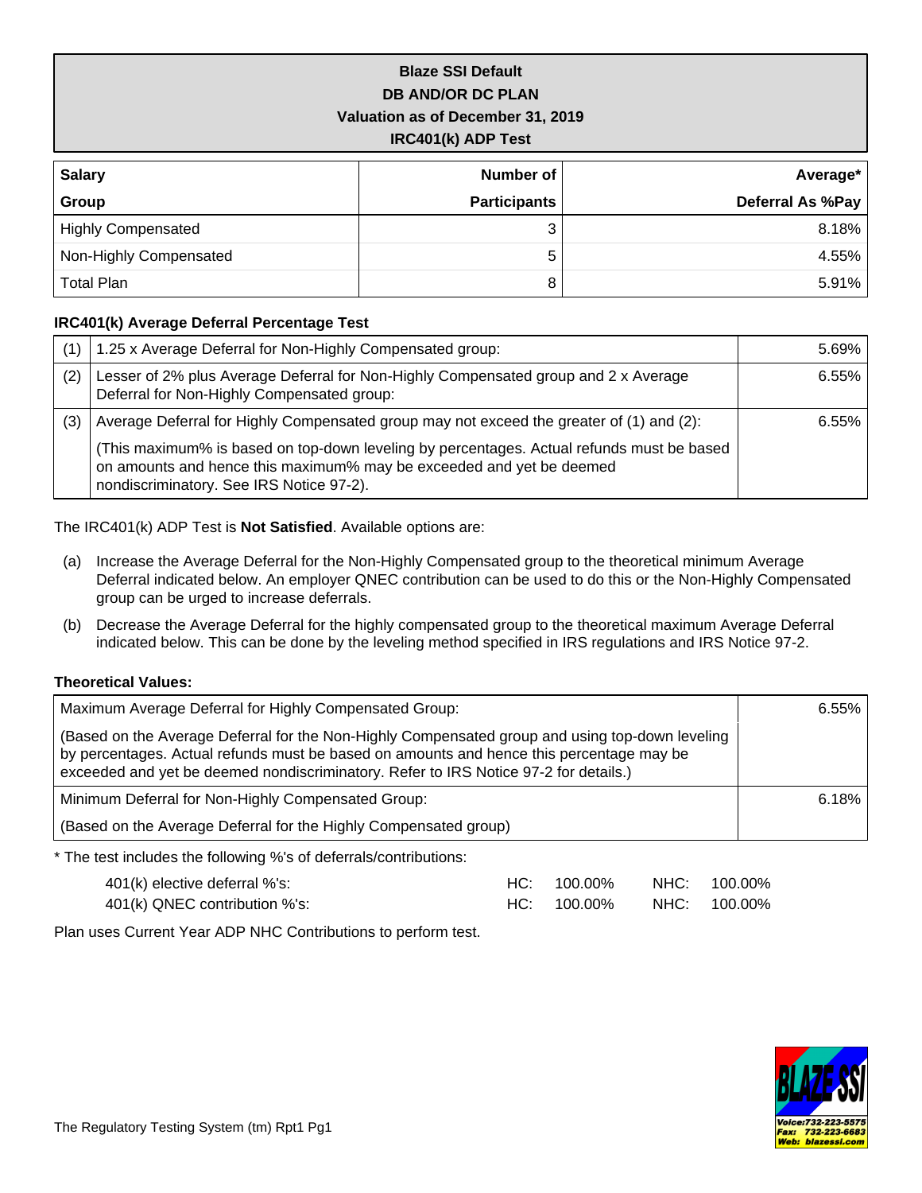# Blaze SSI Default
## DB AND/OR DC PLAN
## Valuation as of December 31, 2019
## IRC401(k) ADP Test

| Salary Group | Number of Participants | Average* Deferral As %Pay |
|---|---:|---:|
| Highly Compensated | 3 | 8.18% |
| Non-Highly Compensated | 5 | 4.55% |
| Total Plan | 8 | 5.91% |

### IRC401(k) Average Deferral Percentage Test

| | | |
|---|---|---:|
| (1) | 1.25 x Average Deferral for Non-Highly Compensated group: | 5.69% |
| (2) | Lesser of 2% plus Average Deferral for Non-Highly Compensated group and 2 x Average Deferral for Non-Highly Compensated group: | 6.55% |
| (3) | Average Deferral for Highly Compensated group may not exceed the greater of (1) and (2): (This maximum% is based on top-down leveling by percentages. Actual refunds must be based on amounts and hence this maximum% may be exceeded and yet be deemed nondiscriminatory. See IRS Notice 97-2). | 6.55% |

The IRC401(k) ADP Test is **Not Satisfied**. Available options are:

(a) Increase the Average Deferral for the Non-Highly Compensated group to the theoretical minimum Average Deferral indicated below. An employer QNEC contribution can be used to do this or the Non-Highly Compensated group can be urged to increase deferrals.

(b) Decrease the Average Deferral for the highly compensated group to the theoretical maximum Average Deferral indicated below. This can be done by the leveling method specified in IRS regulations and IRS Notice 97-2.

### Theoretical Values:

| | |
|---|---:|
| Maximum Average Deferral for Highly Compensated Group: (Based on the Average Deferral for the Non-Highly Compensated group and using top-down leveling by percentages. Actual refunds must be based on amounts and hence this percentage may be exceeded and yet be deemed nondiscriminatory. Refer to IRS Notice 97-2 for details.) | 6.55% |
| Minimum Deferral for Non-Highly Compensated Group: (Based on the Average Deferral for the Highly Compensated group) | 6.18% |

* The test includes the following %'s of deferrals/contributions:

| | | | | |
|---|---|---|---|---|
| 401(k) elective deferral %'s: | HC: | 100.00% | NHC: | 100.00% |
| 401(k) QNEC contribution %'s: | HC: | 100.00% | NHC: | 100.00% |

Plan uses Current Year ADP NHC Contributions to perform test.

The Regulatory Testing System (tm) Rpt1 Pg1

BLAZE SSI
Voice:732-223-5575
Fax: 732-223-6683
Web: blazessi.com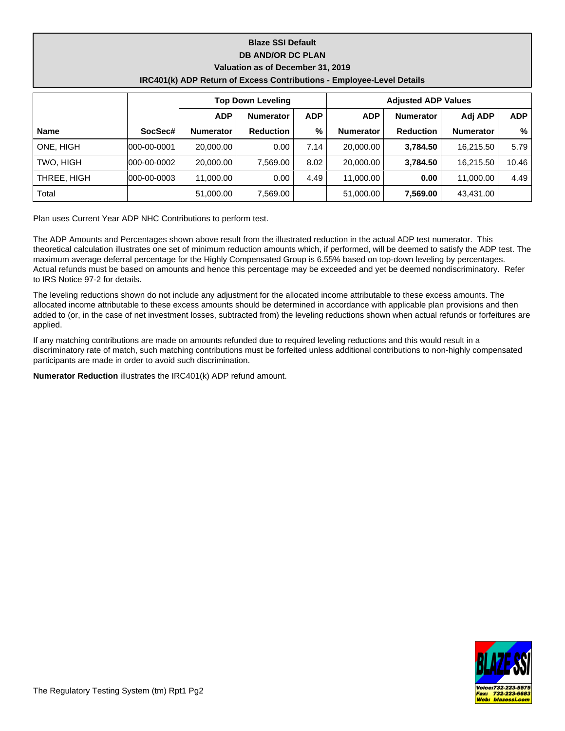**Blaze SSI Default**
**DB AND/OR DC PLAN**
**Valuation as of December 31, 2019**
**IRC401(k) ADP Return of Excess Contributions - Employee-Level Details**

| | | Top Down Leveling | | | Adjusted ADP Values | | | |
|---|---|---|---|---|---|---|---|---|
| **Name** | **SocSec#** | **ADP Numerator** | **Numerator Reduction** | **ADP %** | **ADP Numerator** | **Numerator Reduction** | **Adj ADP Numerator** | **ADP %** |
| ONE, HIGH | 000-00-0001 | 20,000.00 | 0.00 | 7.14 | 20,000.00 | **3,784.50** | 16,215.50 | 5.79 |
| TWO, HIGH | 000-00-0002 | 20,000.00 | 7,569.00 | 8.02 | 20,000.00 | **3,784.50** | 16,215.50 | 10.46 |
| THREE, HIGH | 000-00-0003 | 11,000.00 | 0.00 | 4.49 | 11,000.00 | **0.00** | 11,000.00 | 4.49 |
| Total | | 51,000.00 | 7,569.00 | | 51,000.00 | **7,569.00** | 43,431.00 | |

Plan uses Current Year ADP NHC Contributions to perform test.

The ADP Amounts and Percentages shown above result from the illustrated reduction in the actual ADP test numerator. This theoretical calculation illustrates one set of minimum reduction amounts which, if performed, will be deemed to satisfy the ADP test. The maximum average deferral percentage for the Highly Compensated Group is 6.55% based on top-down leveling by percentages. Actual refunds must be based on amounts and hence this percentage may be exceeded and yet be deemed nondiscriminatory. Refer to IRS Notice 97-2 for details.

The leveling reductions shown do not include any adjustment for the allocated income attributable to these excess amounts. The allocated income attributable to these excess amounts should be determined in accordance with applicable plan provisions and then added to (or, in the case of net investment losses, subtracted from) the leveling reductions shown when actual refunds or forfeitures are applied.

If any matching contributions are made on amounts refunded due to required leveling reductions and this would result in a discriminatory rate of match, such matching contributions must be forfeited unless additional contributions to non-highly compensated participants are made in order to avoid such discrimination.

**Numerator Reduction** illustrates the IRC401(k) ADP refund amount.

The Regulatory Testing System (tm) Rpt1 Pg2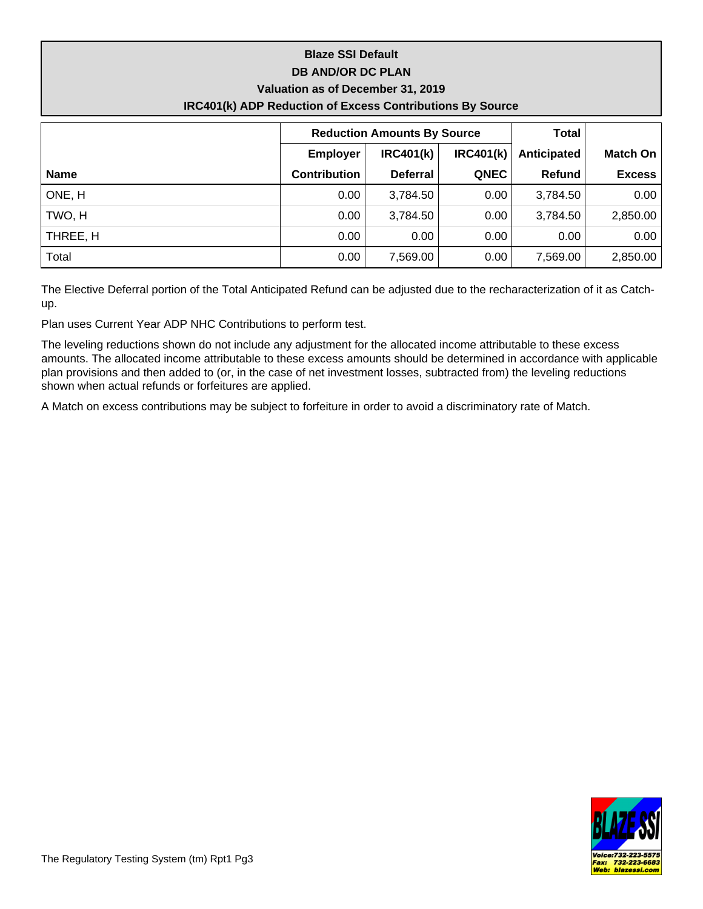**Blaze SSI Default**

**DB AND/OR DC PLAN**

**Valuation as of December 31, 2019**

**IRC401(k) ADP Reduction of Excess Contributions By Source**

| Name | Reduction Amounts By Source | | | Total | |
|---|---|---|---|---|---|
| | Employer Contribution | IRC401(k) Deferral | IRC401(k) QNEC | Anticipated Refund | Match On Excess |
| ONE, H | 0.00 | 3,784.50 | 0.00 | 3,784.50 | 0.00 |
| TWO, H | 0.00 | 3,784.50 | 0.00 | 3,784.50 | 2,850.00 |
| THREE, H | 0.00 | 0.00 | 0.00 | 0.00 | 0.00 |
| Total | 0.00 | 7,569.00 | 0.00 | 7,569.00 | 2,850.00 |

The Elective Deferral portion of the Total Anticipated Refund can be adjusted due to the recharacterization of it as Catch-up.

Plan uses Current Year ADP NHC Contributions to perform test.

The leveling reductions shown do not include any adjustment for the allocated income attributable to these excess amounts. The allocated income attributable to these excess amounts should be determined in accordance with applicable plan provisions and then added to (or, in the case of net investment losses, subtracted from) the leveling reductions shown when actual refunds or forfeitures are applied.

A Match on excess contributions may be subject to forfeiture in order to avoid a discriminatory rate of Match.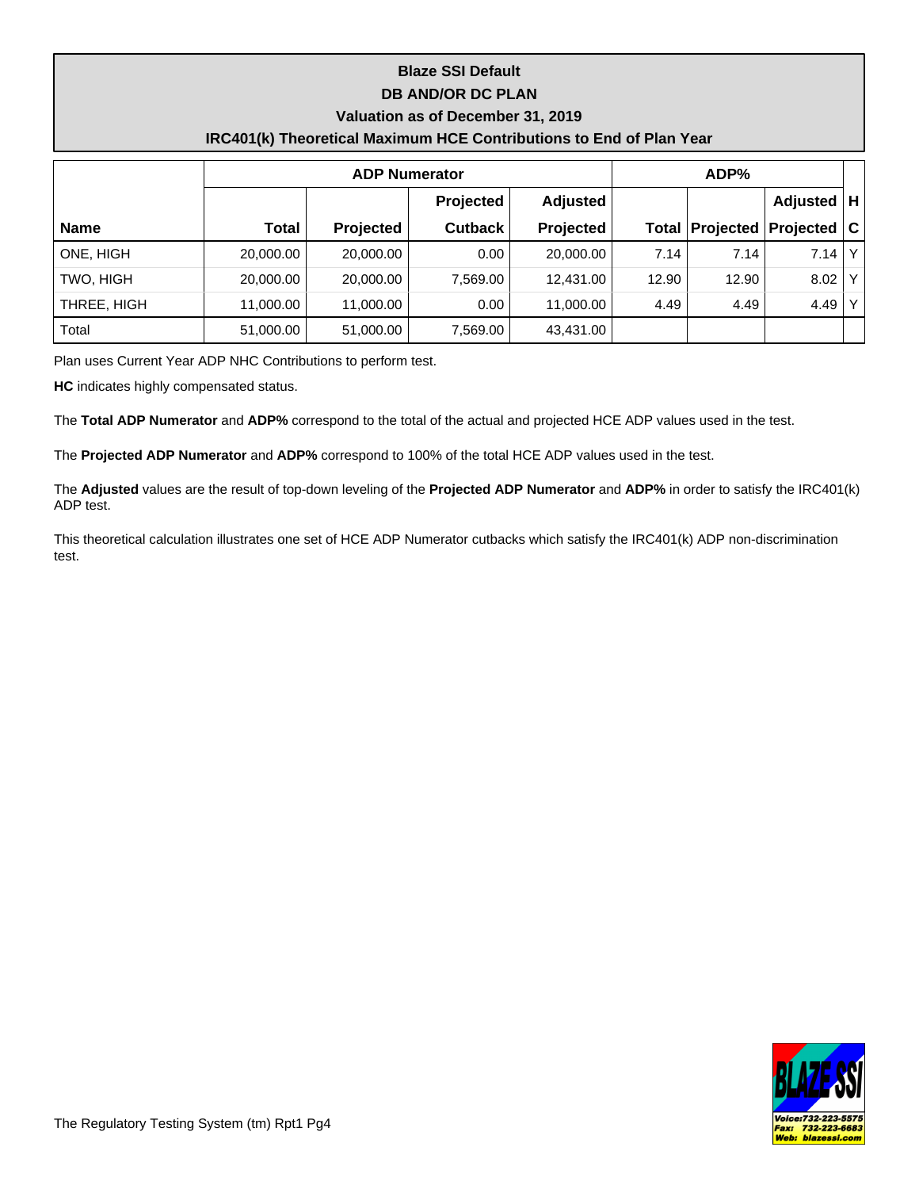# Blaze SSI Default

## DB AND/OR DC PLAN

### Valuation as of December 31, 2019

### IRC401(k) Theoretical Maximum HCE Contributions to End of Plan Year

| | ADP Numerator | | | | ADP% | | | |
|---|---|---|---|---|---|---|---|---|
| **Name** | **Total** | **Projected** | **Projected Cutback** | **Adjusted Projected** | **Total** | **Projected** | **Adjusted Projected** | **HC** |
| ONE, HIGH | 20,000.00 | 20,000.00 | 0.00 | 20,000.00 | 7.14 | 7.14 | 7.14 | Y |
| TWO, HIGH | 20,000.00 | 20,000.00 | 7,569.00 | 12,431.00 | 12.90 | 12.90 | 8.02 | Y |
| THREE, HIGH | 11,000.00 | 11,000.00 | 0.00 | 11,000.00 | 4.49 | 4.49 | 4.49 | Y |
| Total | 51,000.00 | 51,000.00 | 7,569.00 | 43,431.00 | | | | |

Plan uses Current Year ADP NHC Contributions to perform test.

**HC** indicates highly compensated status.

The **Total ADP Numerator** and **ADP%** correspond to the total of the actual and projected HCE ADP values used in the test.

The **Projected ADP Numerator** and **ADP%** correspond to 100% of the total HCE ADP values used in the test.

The **Adjusted** values are the result of top-down leveling of the **Projected ADP Numerator** and **ADP%** in order to satisfy the IRC401(k) ADP test.

This theoretical calculation illustrates one set of HCE ADP Numerator cutbacks which satisfy the IRC401(k) ADP non-discrimination test.

The Regulatory Testing System (tm) Rpt1 Pg4

Voice:732-223-5575
Fax: 732-223-6683
Web: blazessi.com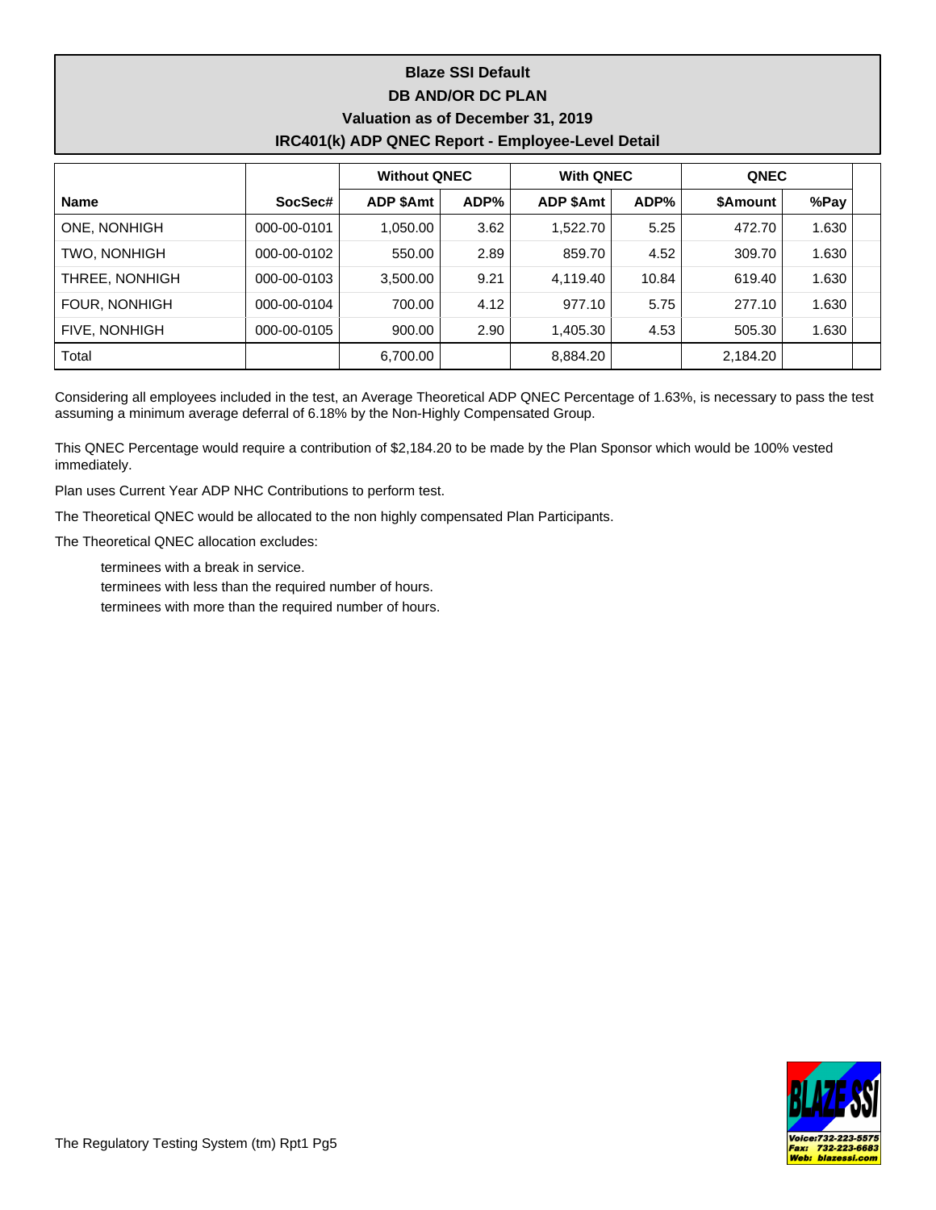# Blaze SSI Default
## DB AND/OR DC PLAN
## Valuation as of December 31, 2019
## IRC401(k) ADP QNEC Report - Employee-Level Detail

| | | Without QNEC | | With QNEC | | QNEC | |
|---|---|---|---|---|---|---|---|
| **Name** | **SocSec#** | **ADP $Amt** | **ADP%** | **ADP $Amt** | **ADP%** | **$Amount** | **%Pay** |
| ONE, NONHIGH | 000-00-0101 | 1,050.00 | 3.62 | 1,522.70 | 5.25 | 472.70 | 1.630 |
| TWO, NONHIGH | 000-00-0102 | 550.00 | 2.89 | 859.70 | 4.52 | 309.70 | 1.630 |
| THREE, NONHIGH | 000-00-0103 | 3,500.00 | 9.21 | 4,119.40 | 10.84 | 619.40 | 1.630 |
| FOUR, NONHIGH | 000-00-0104 | 700.00 | 4.12 | 977.10 | 5.75 | 277.10 | 1.630 |
| FIVE, NONHIGH | 000-00-0105 | 900.00 | 2.90 | 1,405.30 | 4.53 | 505.30 | 1.630 |
| Total | | 6,700.00 | | 8,884.20 | | 2,184.20 | |

Considering all employees included in the test, an Average Theoretical ADP QNEC Percentage of 1.63%, is necessary to pass the test assuming a minimum average deferral of 6.18% by the Non-Highly Compensated Group.

This QNEC Percentage would require a contribution of $2,184.20 to be made by the Plan Sponsor which would be 100% vested immediately.

Plan uses Current Year ADP NHC Contributions to perform test.

The Theoretical QNEC would be allocated to the non highly compensated Plan Participants.

The Theoretical QNEC allocation excludes:

- terminees with a break in service.
- terminees with less than the required number of hours.
- terminees with more than the required number of hours.

The Regulatory Testing System (tm) Rpt1 Pg5

BLAZE SSI
Voice:732-223-5575
Fax: 732-223-6683
Web: blazessi.com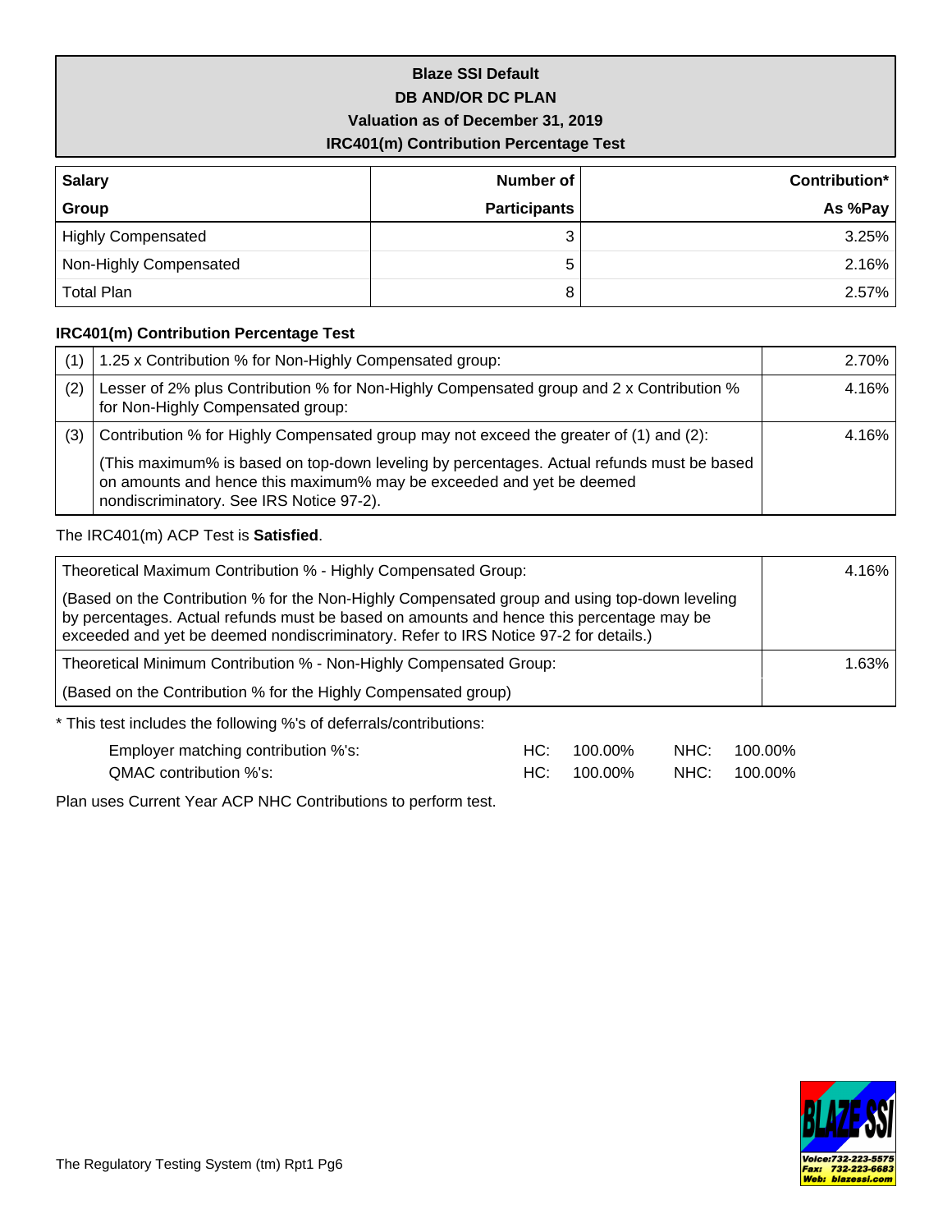**Blaze SSI Default**
**DB AND/OR DC PLAN**
**Valuation as of December 31, 2019**
**IRC401(m) Contribution Percentage Test**

| Salary Group | Number of Participants | Contribution* As %Pay |
|---|---:|---:|
| Highly Compensated | 3 | 3.25% |
| Non-Highly Compensated | 5 | 2.16% |
| Total Plan | 8 | 2.57% |

### IRC401(m) Contribution Percentage Test

| | | |
|---|---|---:|
| (1) | 1.25 x Contribution % for Non-Highly Compensated group: | 2.70% |
| (2) | Lesser of 2% plus Contribution % for Non-Highly Compensated group and 2 x Contribution % for Non-Highly Compensated group: | 4.16% |
| (3) | Contribution % for Highly Compensated group may not exceed the greater of (1) and (2): (This maximum% is based on top-down leveling by percentages. Actual refunds must be based on amounts and hence this maximum% may be exceeded and yet be deemed nondiscriminatory. See IRS Notice 97-2). | 4.16% |

The IRC401(m) ACP Test is **Satisfied**.

| | |
|---|---:|
| Theoretical Maximum Contribution % - Highly Compensated Group: (Based on the Contribution % for the Non-Highly Compensated group and using top-down leveling by percentages. Actual refunds must be based on amounts and hence this percentage may be exceeded and yet be deemed nondiscriminatory. Refer to IRS Notice 97-2 for details.) | 4.16% |
| Theoretical Minimum Contribution % - Non-Highly Compensated Group: (Based on the Contribution % for the Highly Compensated group) | 1.63% |

* This test includes the following %'s of deferrals/contributions:

| | | | | |
|---|---|---|---|---|
| Employer matching contribution %'s: | HC: | 100.00% | NHC: | 100.00% |
| QMAC contribution %'s: | HC: | 100.00% | NHC: | 100.00% |

Plan uses Current Year ACP NHC Contributions to perform test.

The Regulatory Testing System (tm) Rpt1 Pg6

BLAZE SSI
Voice: 732-223-5575
Fax: 732-223-6683
Web: blazessi.com